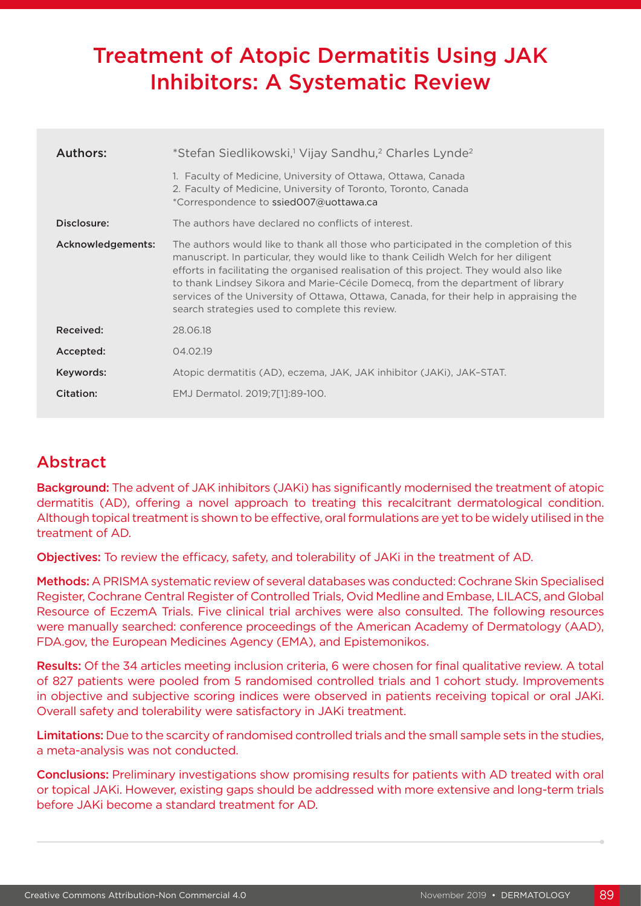# Treatment of Atopic Dermatitis Using JAK Inhibitors: A Systematic Review

| | |
|---|---|
| **Authors:** | *Stefan Siedlikowski,[1] Vijay Sandhu,[2] Charles Lynde[2] |
| | 1. Faculty of Medicine, University of Ottawa, Ottawa, Canada<br>2. Faculty of Medicine, University of Toronto, Toronto, Canada<br>*Correspondence to ssied007@uottawa.ca |
| **Disclosure:** | The authors have declared no conflicts of interest. |
| **Acknowledgements:** | The authors would like to thank all those who participated in the completion of this manuscript. In particular, they would like to thank Ceilidh Welch for her diligent efforts in facilitating the organised realisation of this project. They would also like to thank Lindsey Sikora and Marie-Cécile Domecq, from the department of library services of the University of Ottawa, Ottawa, Canada, for their help in appraising the search strategies used to complete this review. |
| **Received:** | 28.06.18 |
| **Accepted:** | 04.02.19 |
| **Keywords:** | Atopic dermatitis (AD), eczema, JAK, JAK inhibitor (JAKi), JAK–STAT. |
| **Citation:** | EMJ Dermatol. 2019;7[1]:89-100. |

## Abstract

**Background:** The advent of JAK inhibitors (JAKi) has significantly modernised the treatment of atopic dermatitis (AD), offering a novel approach to treating this recalcitrant dermatological condition. Although topical treatment is shown to be effective, oral formulations are yet to be widely utilised in the treatment of AD.

**Objectives:** To review the efficacy, safety, and tolerability of JAKi in the treatment of AD.

**Methods:** A PRISMA systematic review of several databases was conducted: Cochrane Skin Specialised Register, Cochrane Central Register of Controlled Trials, Ovid Medline and Embase, LILACS, and Global Resource of EczemA Trials. Five clinical trial archives were also consulted. The following resources were manually searched: conference proceedings of the American Academy of Dermatology (AAD), FDA.gov, the European Medicines Agency (EMA), and Epistemonikos.

**Results:** Of the 34 articles meeting inclusion criteria, 6 were chosen for final qualitative review. A total of 827 patients were pooled from 5 randomised controlled trials and 1 cohort study. Improvements in objective and subjective scoring indices were observed in patients receiving topical or oral JAKi. Overall safety and tolerability were satisfactory in JAKi treatment.

**Limitations:** Due to the scarcity of randomised controlled trials and the small sample sets in the studies, a meta-analysis was not conducted.

**Conclusions:** Preliminary investigations show promising results for patients with AD treated with oral or topical JAKi. However, existing gaps should be addressed with more extensive and long-term trials before JAKi become a standard treatment for AD.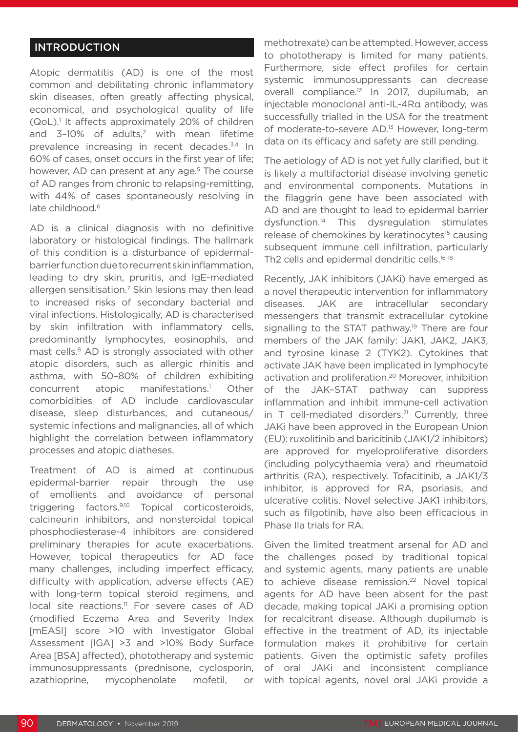## INTRODUCTION

Atopic dermatitis (AD) is one of the most common and debilitating chronic inflammatory skin diseases, often greatly affecting physical, economical, and psychological quality of life (QoL).[1] It affects approximately 20% of children and 3–10% of adults,[2] with mean lifetime prevalence increasing in recent decades.[3,4] In 60% of cases, onset occurs in the first year of life; however, AD can present at any age.[5] The course of AD ranges from chronic to relapsing-remitting, with 44% of cases spontaneously resolving in late childhood.[6]

AD is a clinical diagnosis with no definitive laboratory or histological findings. The hallmark of this condition is a disturbance of epidermal-barrier function due to recurrent skin inflammation, leading to dry skin, pruritis, and IgE-mediated allergen sensitisation.[7] Skin lesions may then lead to increased risks of secondary bacterial and viral infections. Histologically, AD is characterised by skin infiltration with inflammatory cells, predominantly lymphocytes, eosinophils, and mast cells.[8] AD is strongly associated with other atopic disorders, such as allergic rhinitis and asthma, with 50–80% of children exhibiting concurrent atopic manifestations.[1] Other comorbidities of AD include cardiovascular disease, sleep disturbances, and cutaneous/systemic infections and malignancies, all of which highlight the correlation between inflammatory processes and atopic diatheses.

Treatment of AD is aimed at continuous epidermal-barrier repair through the use of emollients and avoidance of personal triggering factors.[9,10] Topical corticosteroids, calcineurin inhibitors, and nonsteroidal topical phosphodiesterase-4 inhibitors are considered preliminary therapies for acute exacerbations. However, topical therapeutics for AD face many challenges, including imperfect efficacy, difficulty with application, adverse effects (AE) with long-term topical steroid regimens, and local site reactions.[11] For severe cases of AD (modified Eczema Area and Severity Index [mEASI] score >10 with Investigator Global Assessment [IGA] >3 and >10% Body Surface Area [BSA] affected), phototherapy and systemic immunosuppressants (prednisone, cyclosporin, azathioprine, mycophenolate mofetil, or methotrexate) can be attempted. However, access to phototherapy is limited for many patients. Furthermore, side effect profiles for certain systemic immunosuppressants can decrease overall compliance.[12] In 2017, dupilumab, an injectable monoclonal anti-IL-4Rα antibody, was successfully trialled in the USA for the treatment of moderate-to-severe AD.[13] However, long-term data on its efficacy and safety are still pending.

The aetiology of AD is not yet fully clarified, but it is likely a multifactorial disease involving genetic and environmental components. Mutations in the filaggrin gene have been associated with AD and are thought to lead to epidermal barrier dysfunction.[14] This dysregulation stimulates release of chemokines by keratinocytes[15] causing subsequent immune cell infiltration, particularly Th2 cells and epidermal dendritic cells.[16-18]

Recently, JAK inhibitors (JAKi) have emerged as a novel therapeutic intervention for inflammatory diseases. JAK are intracellular secondary messengers that transmit extracellular cytokine signalling to the STAT pathway.[19] There are four members of the JAK family: JAK1, JAK2, JAK3, and tyrosine kinase 2 (TYK2). Cytokines that activate JAK have been implicated in lymphocyte activation and proliferation.[20] Moreover, inhibition of the JAK–STAT pathway can suppress inflammation and inhibit immune-cell activation in T cell-mediated disorders.[21] Currently, three JAKi have been approved in the European Union (EU): ruxolitinib and baricitinib (JAK1/2 inhibitors) are approved for myeloproliferative disorders (including polycythaemia vera) and rheumatoid arthritis (RA), respectively. Tofacitinib, a JAK1/3 inhibitor, is approved for RA, psoriasis, and ulcerative colitis. Novel selective JAK1 inhibitors, such as filgotinib, have also been efficacious in Phase IIa trials for RA.

Given the limited treatment arsenal for AD and the challenges posed by traditional topical and systemic agents, many patients are unable to achieve disease remission.[22] Novel topical agents for AD have been absent for the past decade, making topical JAKi a promising option for recalcitrant disease. Although dupilumab is effective in the treatment of AD, its injectable formulation makes it prohibitive for certain patients. Given the optimistic safety profiles of oral JAKi and inconsistent compliance with topical agents, novel oral JAKi provide a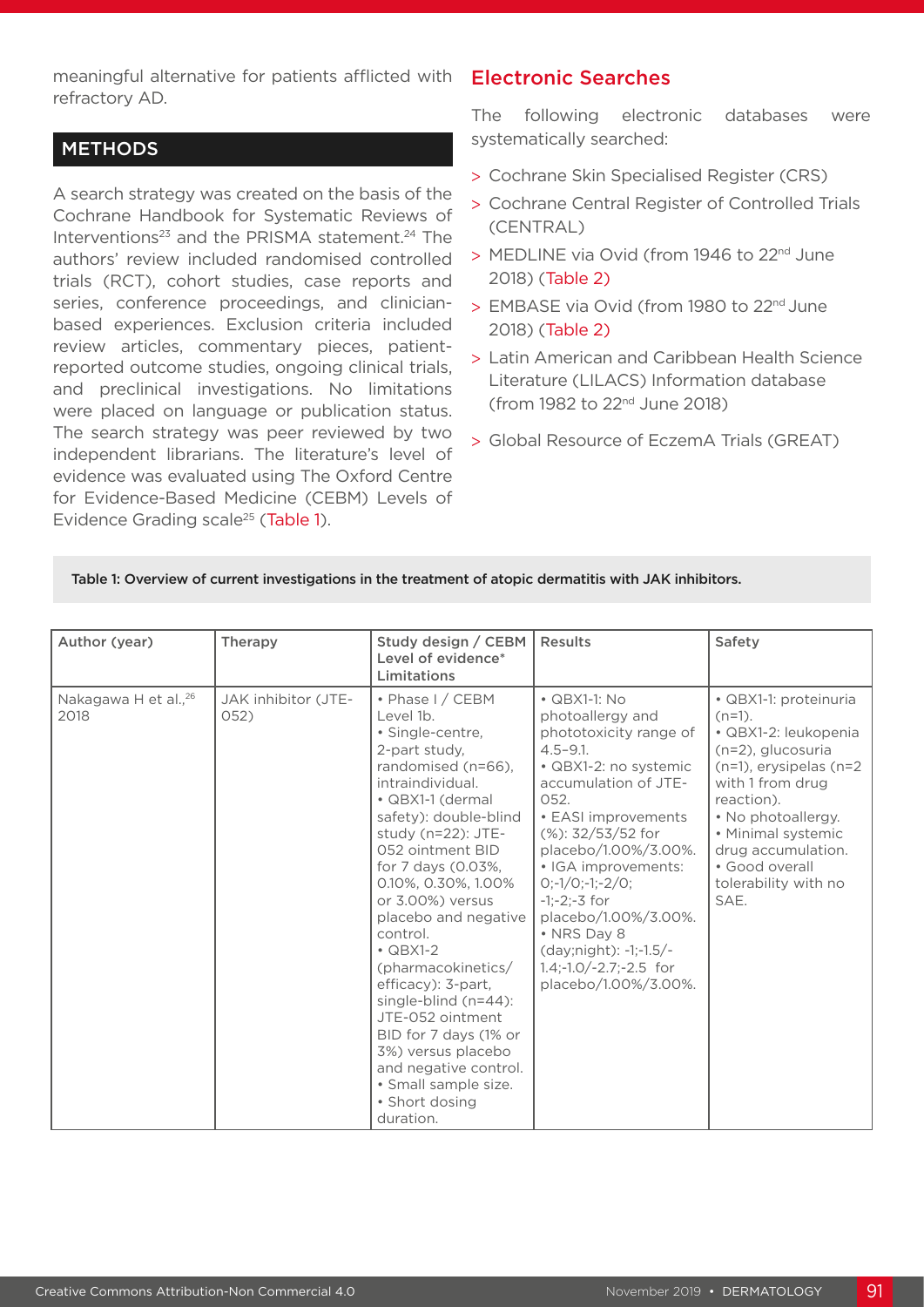meaningful alternative for patients afflicted with refractory AD.

## METHODS

A search strategy was created on the basis of the Cochrane Handbook for Systematic Reviews of Interventions[23] and the PRISMA statement.[24] The authors' review included randomised controlled trials (RCT), cohort studies, case reports and series, conference proceedings, and clinician-based experiences. Exclusion criteria included review articles, commentary pieces, patient-reported outcome studies, ongoing clinical trials, and preclinical investigations. No limitations were placed on language or publication status. The search strategy was peer reviewed by two independent librarians. The literature's level of evidence was evaluated using The Oxford Centre for Evidence-Based Medicine (CEBM) Levels of Evidence Grading scale[25] (Table 1).

### Electronic Searches

The following electronic databases were systematically searched:

- Cochrane Skin Specialised Register (CRS)
- Cochrane Central Register of Controlled Trials (CENTRAL)
- MEDLINE via Ovid (from 1946 to 22nd June 2018) (Table 2)
- EMBASE via Ovid (from 1980 to 22nd June 2018) (Table 2)
- Latin American and Caribbean Health Science Literature (LILACS) Information database (from 1982 to 22nd June 2018)
- Global Resource of EczemA Trials (GREAT)

Table 1: Overview of current investigations in the treatment of atopic dermatitis with JAK inhibitors.

| Author (year) | Therapy | Study design / CEBM Level of evidence* Limitations | Results | Safety |
|---|---|---|---|---|
| Nakagawa H et al.,[26] 2018 | JAK inhibitor (JTE-052) | • Phase I / CEBM Level 1b.<br>• Single-centre, 2-part study, randomised (n=66), intraindividual.<br>• QBX1-1 (dermal safety): double-blind study (n=22): JTE-052 ointment BID for 7 days (0.03%, 0.10%, 0.30%, 1.00% or 3.00%) versus placebo and negative control.<br>• QBX1-2 (pharmacokinetics/efficacy): 3-part, single-blind (n=44): JTE-052 ointment BID for 7 days (1% or 3%) versus placebo and negative control.<br>• Small sample size.<br>• Short dosing duration. | • QBX1-1: No photoallergy and phototoxicity range of 4.5–9.1.<br>• QBX1-2: no systemic accumulation of JTE-052.<br>• EASI improvements (%): 32/53/52 for placebo/1.00%/3.00%.<br>• IGA improvements: 0;-1/0;-1;-2/0; -1;-2;-3 for placebo/1.00%/3.00%.<br>• NRS Day 8 (day;night): -1;-1.5/-1.4;-1.0/-2.7;-2.5 for placebo/1.00%/3.00%. | • QBX1-1: proteinuria (n=1).<br>• QBX1-2: leukopenia (n=2), glucosuria (n=1), erysipelas (n=2 with 1 from drug reaction).<br>• No photoallergy.<br>• Minimal systemic drug accumulation.<br>• Good overall tolerability with no SAE. |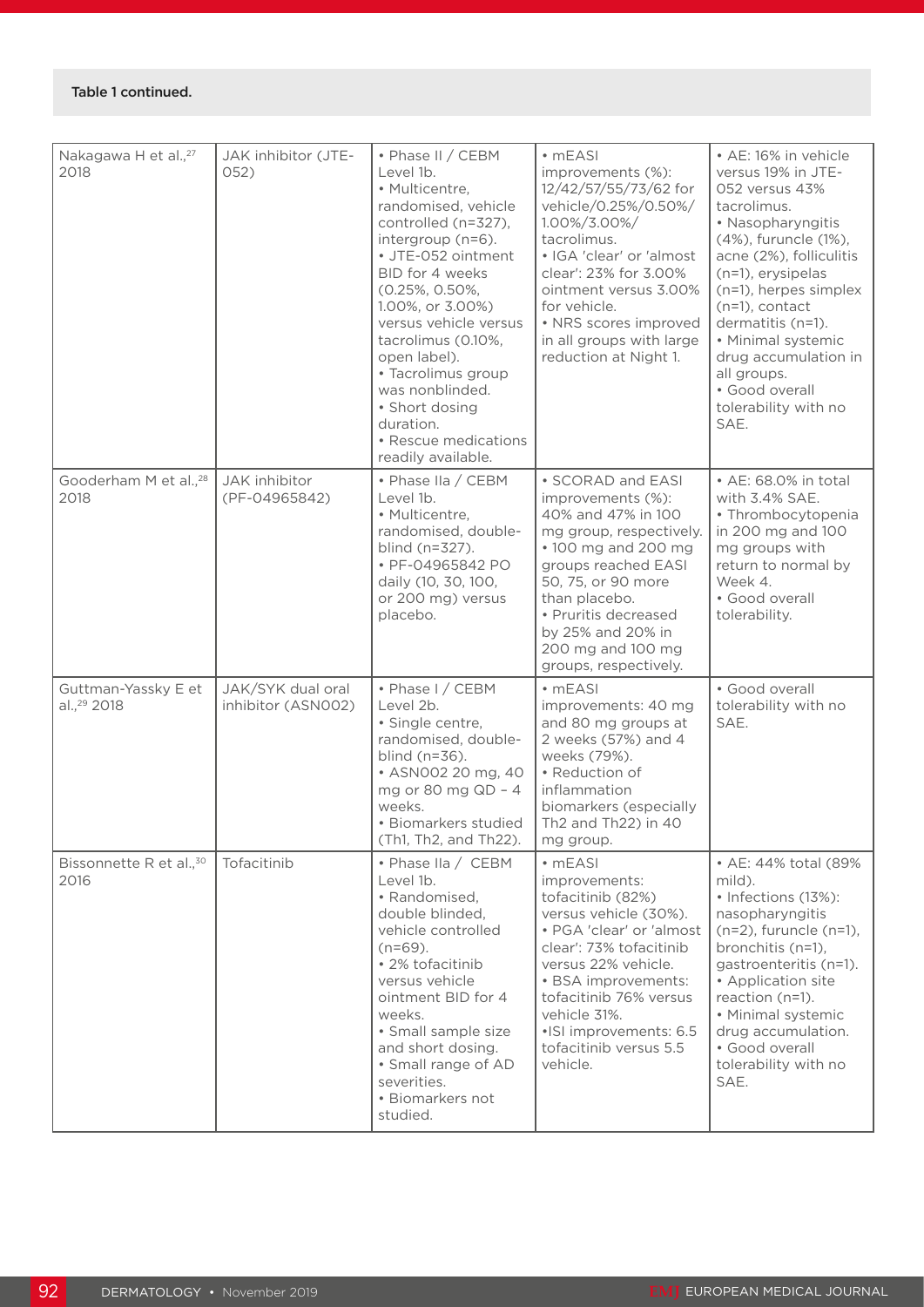Table 1 continued.

| | | | | |
|---|---|---|---|---|
| Nakagawa H et al.,[27] 2018 | JAK inhibitor (JTE-052) | • Phase II / CEBM Level 1b. • Multicentre, randomised, vehicle controlled (n=327), intergroup (n=6). • JTE-052 ointment BID for 4 weeks (0.25%, 0.50%, 1.00%, or 3.00%) versus vehicle versus tacrolimus (0.10%, open label). • Tacrolimus group was nonblinded. • Short dosing duration. • Rescue medications readily available. | • mEASI improvements (%): 12/42/57/55/73/62 for vehicle/0.25%/0.50%/ 1.00%/3.00%/ tacrolimus. • IGA 'clear' or 'almost clear': 23% for 3.00% ointment versus 3.00% for vehicle. • NRS scores improved in all groups with large reduction at Night 1. | • AE: 16% in vehicle versus 19% in JTE-052 versus 43% tacrolimus. • Nasopharyngitis (4%), furuncle (1%), acne (2%), folliculitis (n=1), erysipelas (n=1), herpes simplex (n=1), contact dermatitis (n=1). • Minimal systemic drug accumulation in all groups. • Good overall tolerability with no SAE. |
| Gooderham M et al.,[28] 2018 | JAK inhibitor (PF-04965842) | • Phase IIa / CEBM Level 1b. • Multicentre, randomised, double-blind (n=327). • PF-04965842 PO daily (10, 30, 100, or 200 mg) versus placebo. | • SCORAD and EASI improvements (%): 40% and 47% in 100 mg group, respectively. • 100 mg and 200 mg groups reached EASI 50, 75, or 90 more than placebo. • Pruritis decreased by 25% and 20% in 200 mg and 100 mg groups, respectively. | • AE: 68.0% in total with 3.4% SAE. • Thrombocytopenia in 200 mg and 100 mg groups with return to normal by Week 4. • Good overall tolerability. |
| Guttman-Yassky E et al.,[29] 2018 | JAK/SYK dual oral inhibitor (ASN002) | • Phase I / CEBM Level 2b. • Single centre, randomised, double-blind (n=36). • ASN002 20 mg, 40 mg or 80 mg QD – 4 weeks. • Biomarkers studied (Th1, Th2, and Th22). | • mEASI improvements: 40 mg and 80 mg groups at 2 weeks (57%) and 4 weeks (79%). • Reduction of inflammation biomarkers (especially Th2 and Th22) in 40 mg group. | • Good overall tolerability with no SAE. |
| Bissonnette R et al.,[30] 2016 | Tofacitinib | • Phase IIa / CEBM Level 1b. • Randomised, double blinded, vehicle controlled (n=69). • 2% tofacitinib versus vehicle ointment BID for 4 weeks. • Small sample size and short dosing. • Small range of AD severities. • Biomarkers not studied. | • mEASI improvements: tofacitinib (82%) versus vehicle (30%). • PGA 'clear' or 'almost clear': 73% tofacitinib versus 22% vehicle. • BSA improvements: tofacitinib 76% versus vehicle 31%. •ISI improvements: 6.5 tofacitinib versus 5.5 vehicle. | • AE: 44% total (89% mild). • Infections (13%): nasopharyngitis (n=2), furuncle (n=1), bronchitis (n=1), gastroenteritis (n=1). • Application site reaction (n=1). • Minimal systemic drug accumulation. • Good overall tolerability with no SAE. |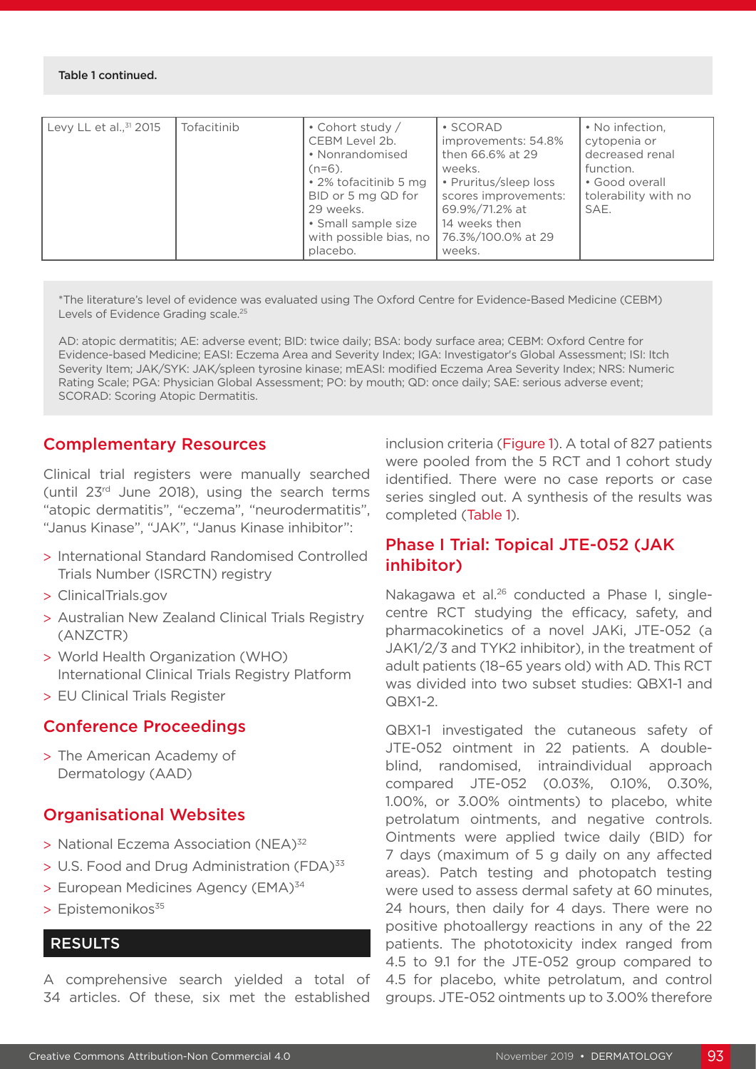Table 1 continued.

| | | | | |
|---|---|---|---|---|
| Levy LL et al.,[31] 2015 | Tofacitinib | • Cohort study / CEBM Level 2b. • Nonrandomised (n=6). • 2% tofacitinib 5 mg BID or 5 mg QD for 29 weeks. • Small sample size with possible bias, no placebo. | • SCORAD improvements: 54.8% then 66.6% at 29 weeks. • Pruritus/sleep loss scores improvements: 69.9%/71.2% at 14 weeks then 76.3%/100.0% at 29 weeks. | • No infection, cytopenia or decreased renal function. • Good overall tolerability with no SAE. |

*The literature's level of evidence was evaluated using The Oxford Centre for Evidence-Based Medicine (CEBM) Levels of Evidence Grading scale.[25]

AD: atopic dermatitis; AE: adverse event; BID: twice daily; BSA: body surface area; CEBM: Oxford Centre for Evidence-based Medicine; EASI: Eczema Area and Severity Index; IGA: Investigator's Global Assessment; ISI: Itch Severity Item; JAK/SYK: JAK/spleen tyrosine kinase; mEASI: modified Eczema Area Severity Index; NRS: Numeric Rating Scale; PGA: Physician Global Assessment; PO: by mouth; QD: once daily; SAE: serious adverse event; SCORAD: Scoring Atopic Dermatitis.

## Complementary Resources

Clinical trial registers were manually searched (until 23rd June 2018), using the search terms "atopic dermatitis", "eczema", "neurodermatitis", "Janus Kinase", "JAK", "Janus Kinase inhibitor":

> International Standard Randomised Controlled Trials Number (ISRCTN) registry
> ClinicalTrials.gov
> Australian New Zealand Clinical Trials Registry (ANZCTR)
> World Health Organization (WHO) International Clinical Trials Registry Platform
> EU Clinical Trials Register

## Conference Proceedings

> The American Academy of Dermatology (AAD)

## Organisational Websites

> National Eczema Association (NEA)[32]
> U.S. Food and Drug Administration (FDA)[33]
> European Medicines Agency (EMA)[34]
> Epistemonikos[35]

## RESULTS

A comprehensive search yielded a total of 34 articles. Of these, six met the established inclusion criteria (Figure 1). A total of 827 patients were pooled from the 5 RCT and 1 cohort study identified. There were no case reports or case series singled out. A synthesis of the results was completed (Table 1).

## Phase I Trial: Topical JTE-052 (JAK inhibitor)

Nakagawa et al.[26] conducted a Phase I, single-centre RCT studying the efficacy, safety, and pharmacokinetics of a novel JAKi, JTE-052 (a JAK1/2/3 and TYK2 inhibitor), in the treatment of adult patients (18–65 years old) with AD. This RCT was divided into two subset studies: QBX1-1 and QBX1-2.

QBX1-1 investigated the cutaneous safety of JTE-052 ointment in 22 patients. A double-blind, randomised, intraindividual approach compared JTE-052 (0.03%, 0.10%, 0.30%, 1.00%, or 3.00% ointments) to placebo, white petrolatum ointments, and negative controls. Ointments were applied twice daily (BID) for 7 days (maximum of 5 g daily on any affected areas). Patch testing and photopatch testing were used to assess dermal safety at 60 minutes, 24 hours, then daily for 4 days. There were no positive photoallergy reactions in any of the 22 patients. The phototoxicity index ranged from 4.5 to 9.1 for the JTE-052 group compared to 4.5 for placebo, white petrolatum, and control groups. JTE-052 ointments up to 3.00% therefore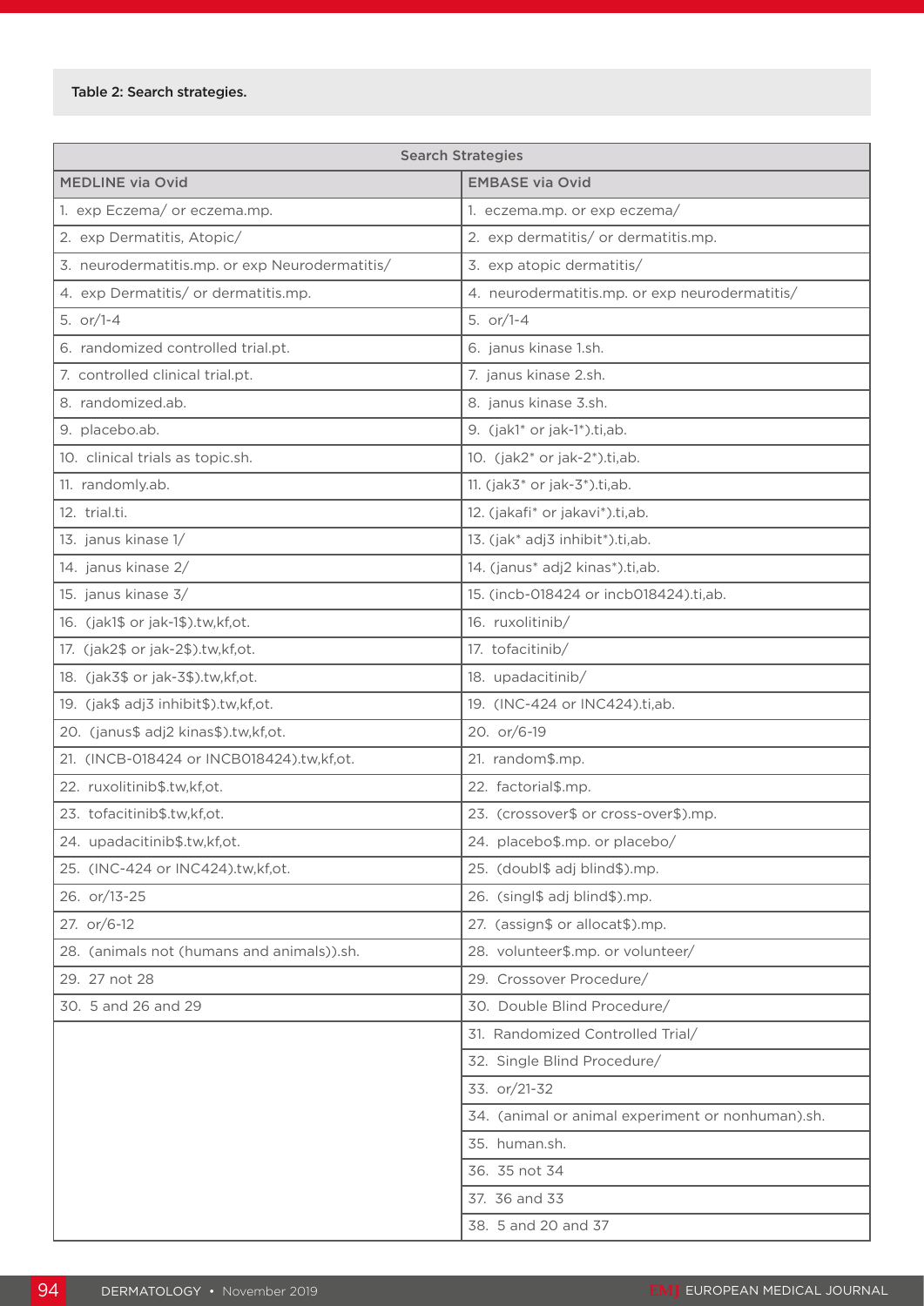Table 2: Search strategies.

| Search Strategies | |
|---|---|
| **MEDLINE via Ovid** | **EMBASE via Ovid** |
| 1. exp Eczema/ or eczema.mp. | 1. eczema.mp. or exp eczema/ |
| 2. exp Dermatitis, Atopic/ | 2. exp dermatitis/ or dermatitis.mp. |
| 3. neurodermatitis.mp. or exp Neurodermatitis/ | 3. exp atopic dermatitis/ |
| 4. exp Dermatitis/ or dermatitis.mp. | 4. neurodermatitis.mp. or exp neurodermatitis/ |
| 5. or/1-4 | 5. or/1-4 |
| 6. randomized controlled trial.pt. | 6. janus kinase 1.sh. |
| 7. controlled clinical trial.pt. | 7. janus kinase 2.sh. |
| 8. randomized.ab. | 8. janus kinase 3.sh. |
| 9. placebo.ab. | 9. (jak1* or jak-1*).ti,ab. |
| 10. clinical trials as topic.sh. | 10. (jak2* or jak-2*).ti,ab. |
| 11. randomly.ab. | 11. (jak3* or jak-3*).ti,ab. |
| 12. trial.ti. | 12. (jakafi* or jakavi*).ti,ab. |
| 13. janus kinase 1/ | 13. (jak* adj3 inhibit*).ti,ab. |
| 14. janus kinase 2/ | 14. (janus* adj2 kinas*).ti,ab. |
| 15. janus kinase 3/ | 15. (incb-018424 or incb018424).ti,ab. |
| 16. (jak1$ or jak-1$).tw,kf,ot. | 16. ruxolitinib/ |
| 17. (jak2$ or jak-2$).tw,kf,ot. | 17. tofacitinib/ |
| 18. (jak3$ or jak-3$).tw,kf,ot. | 18. upadacitinib/ |
| 19. (jak$ adj3 inhibit$).tw,kf,ot. | 19. (INC-424 or INC424).ti,ab. |
| 20. (janus$ adj2 kinas$).tw,kf,ot. | 20. or/6-19 |
| 21. (INCB-018424 or INCB018424).tw,kf,ot. | 21. random$.mp. |
| 22. ruxolitinib$.tw,kf,ot. | 22. factorial$.mp. |
| 23. tofacitinib$.tw,kf,ot. | 23. (crossover$ or cross-over$).mp. |
| 24. upadacitinib$.tw,kf,ot. | 24. placebo$.mp. or placebo/ |
| 25. (INC-424 or INC424).tw,kf,ot. | 25. (doubl$ adj blind$).mp. |
| 26. or/13-25 | 26. (singl$ adj blind$).mp. |
| 27. or/6-12 | 27. (assign$ or allocat$).mp. |
| 28. (animals not (humans and animals)).sh. | 28. volunteer$.mp. or volunteer/ |
| 29. 27 not 28 | 29. Crossover Procedure/ |
| 30. 5 and 26 and 29 | 30. Double Blind Procedure/ |
| | 31. Randomized Controlled Trial/ |
| | 32. Single Blind Procedure/ |
| | 33. or/21-32 |
| | 34. (animal or animal experiment or nonhuman).sh. |
| | 35. human.sh. |
| | 36. 35 not 34 |
| | 37. 36 and 33 |
| | 38. 5 and 20 and 37 |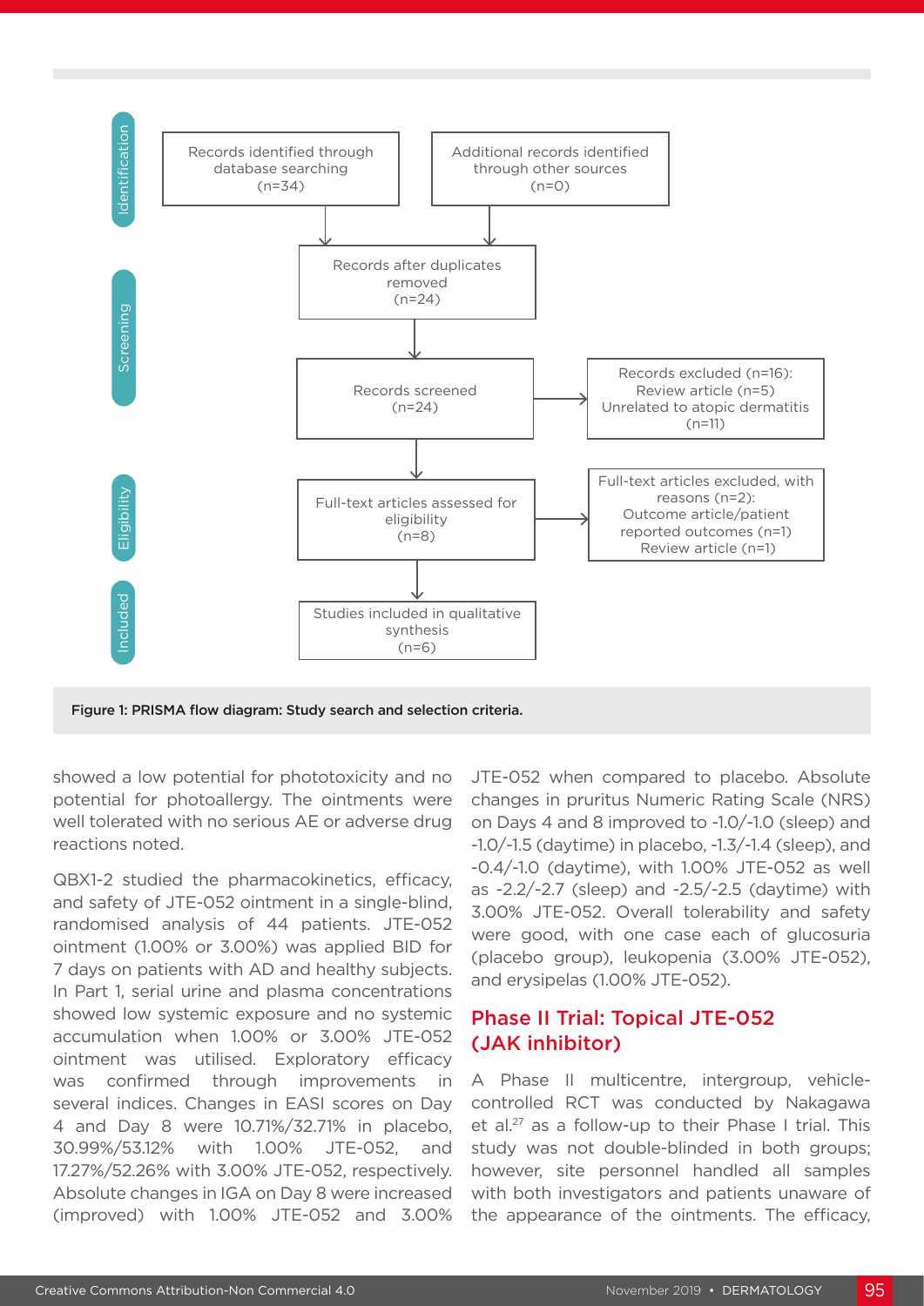Identification

Records identified through database searching (n=34)

Additional records identified through other sources (n=0)

Screening

Records after duplicates removed (n=24)

Records screened (n=24)

Records excluded (n=16):
Review article (n=5)
Unrelated to atopic dermatitis (n=11)

Eligibility

Full-text articles assessed for eligibility (n=8)

Full-text articles excluded, with reasons (n=2):
Outcome article/patient reported outcomes (n=1)
Review article (n=1)

Included

Studies included in qualitative synthesis (n=6)

**Figure 1: PRISMA flow diagram: Study search and selection criteria.**

showed a low potential for phototoxicity and no potential for photoallergy. The ointments were well tolerated with no serious AE or adverse drug reactions noted.

QBX1-2 studied the pharmacokinetics, efficacy, and safety of JTE-052 ointment in a single-blind, randomised analysis of 44 patients. JTE-052 ointment (1.00% or 3.00%) was applied BID for 7 days on patients with AD and healthy subjects. In Part 1, serial urine and plasma concentrations showed low systemic exposure and no systemic accumulation when 1.00% or 3.00% JTE-052 ointment was utilised. Exploratory efficacy was confirmed through improvements in several indices. Changes in EASI scores on Day 4 and Day 8 were 10.71%/32.71% in placebo, 30.99%/53.12% with 1.00% JTE-052, and 17.27%/52.26% with 3.00% JTE-052, respectively. Absolute changes in IGA on Day 8 were increased (improved) with 1.00% JTE-052 and 3.00% JTE-052 when compared to placebo. Absolute changes in pruritus Numeric Rating Scale (NRS) on Days 4 and 8 improved to -1.0/-1.0 (sleep) and -1.0/-1.5 (daytime) in placebo, -1.3/-1.4 (sleep), and -0.4/-1.0 (daytime), with 1.00% JTE-052 as well as -2.2/-2.7 (sleep) and -2.5/-2.5 (daytime) with 3.00% JTE-052. Overall tolerability and safety were good, with one case each of glucosuria (placebo group), leukopenia (3.00% JTE-052), and erysipelas (1.00% JTE-052).

## Phase II Trial: Topical JTE-052 (JAK inhibitor)

A Phase II multicentre, intergroup, vehicle-controlled RCT was conducted by Nakagawa et al.[27] as a follow-up to their Phase I trial. This study was not double-blinded in both groups; however, site personnel handled all samples with both investigators and patients unaware of the appearance of the ointments. The efficacy,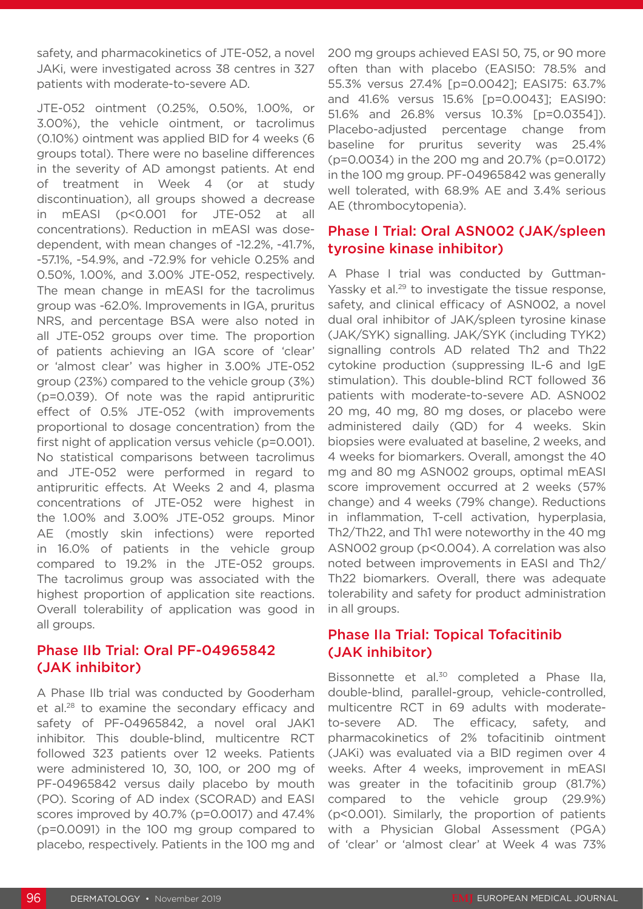safety, and pharmacokinetics of JTE-052, a novel JAKi, were investigated across 38 centres in 327 patients with moderate-to-severe AD.

JTE-052 ointment (0.25%, 0.50%, 1.00%, or 3.00%), the vehicle ointment, or tacrolimus (0.10%) ointment was applied BID for 4 weeks (6 groups total). There were no baseline differences in the severity of AD amongst patients. At end of treatment in Week 4 (or at study discontinuation), all groups showed a decrease in mEASI ($p<0.001$ for JTE-052 at all concentrations). Reduction in mEASI was dose-dependent, with mean changes of -12.2%, -41.7%, -57.1%, -54.9%, and -72.9% for vehicle 0.25% and 0.50%, 1.00%, and 3.00% JTE-052, respectively. The mean change in mEASI for the tacrolimus group was -62.0%. Improvements in IGA, pruritus NRS, and percentage BSA were also noted in all JTE-052 groups over time. The proportion of patients achieving an IGA score of 'clear' or 'almost clear' was higher in 3.00% JTE-052 group (23%) compared to the vehicle group (3%) ($p=0.039$). Of note was the rapid antipruritic effect of 0.5% JTE-052 (with improvements proportional to dosage concentration) from the first night of application versus vehicle ($p=0.001$). No statistical comparisons between tacrolimus and JTE-052 were performed in regard to antipruritic effects. At Weeks 2 and 4, plasma concentrations of JTE-052 were highest in the 1.00% and 3.00% JTE-052 groups. Minor AE (mostly skin infections) were reported in 16.0% of patients in the vehicle group compared to 19.2% in the JTE-052 groups. The tacrolimus group was associated with the highest proportion of application site reactions. Overall tolerability of application was good in all groups.

## Phase IIb Trial: Oral PF-04965842 (JAK inhibitor)

A Phase IIb trial was conducted by Gooderham et al.[28] to examine the secondary efficacy and safety of PF-04965842, a novel oral JAK1 inhibitor. This double-blind, multicentre RCT followed 323 patients over 12 weeks. Patients were administered 10, 30, 100, or 200 mg of PF-04965842 versus daily placebo by mouth (PO). Scoring of AD index (SCORAD) and EASI scores improved by 40.7% ($p=0.0017$) and 47.4% ($p=0.0091$) in the 100 mg group compared to placebo, respectively. Patients in the 100 mg and 200 mg groups achieved EASI 50, 75, or 90 more often than with placebo (EASI50: 78.5% and 55.3% versus 27.4% [$p=0.0042$]; EASI75: 63.7% and 41.6% versus 15.6% [$p=0.0043$]; EASI90: 51.6% and 26.8% versus 10.3% [$p=0.0354$]). Placebo-adjusted percentage change from baseline for pruritus severity was 25.4% ($p=0.0034$) in the 200 mg and 20.7% ($p=0.0172$) in the 100 mg group. PF-04965842 was generally well tolerated, with 68.9% AE and 3.4% serious AE (thrombocytopenia).

## Phase I Trial: Oral ASN002 (JAK/spleen tyrosine kinase inhibitor)

A Phase I trial was conducted by Guttman-Yassky et al.[29] to investigate the tissue response, safety, and clinical efficacy of ASN002, a novel dual oral inhibitor of JAK/spleen tyrosine kinase (JAK/SYK) signalling. JAK/SYK (including TYK2) signalling controls AD related Th2 and Th22 cytokine production (suppressing IL-6 and IgE stimulation). This double-blind RCT followed 36 patients with moderate-to-severe AD. ASN002 20 mg, 40 mg, 80 mg doses, or placebo were administered daily (QD) for 4 weeks. Skin biopsies were evaluated at baseline, 2 weeks, and 4 weeks for biomarkers. Overall, amongst the 40 mg and 80 mg ASN002 groups, optimal mEASI score improvement occurred at 2 weeks (57% change) and 4 weeks (79% change). Reductions in inflammation, T-cell activation, hyperplasia, Th2/Th22, and Th1 were noteworthy in the 40 mg ASN002 group ($p<0.004$). A correlation was also noted between improvements in EASI and Th2/Th22 biomarkers. Overall, there was adequate tolerability and safety for product administration in all groups.

## Phase IIa Trial: Topical Tofacitinib (JAK inhibitor)

Bissonnette et al.[30] completed a Phase IIa, double-blind, parallel-group, vehicle-controlled, multicentre RCT in 69 adults with moderate-to-severe AD. The efficacy, safety, and pharmacokinetics of 2% tofacitinib ointment (JAKi) was evaluated via a BID regimen over 4 weeks. After 4 weeks, improvement in mEASI was greater in the tofacitinib group (81.7%) compared to the vehicle group (29.9%) ($p<0.001$). Similarly, the proportion of patients with a Physician Global Assessment (PGA) of 'clear' or 'almost clear' at Week 4 was 73%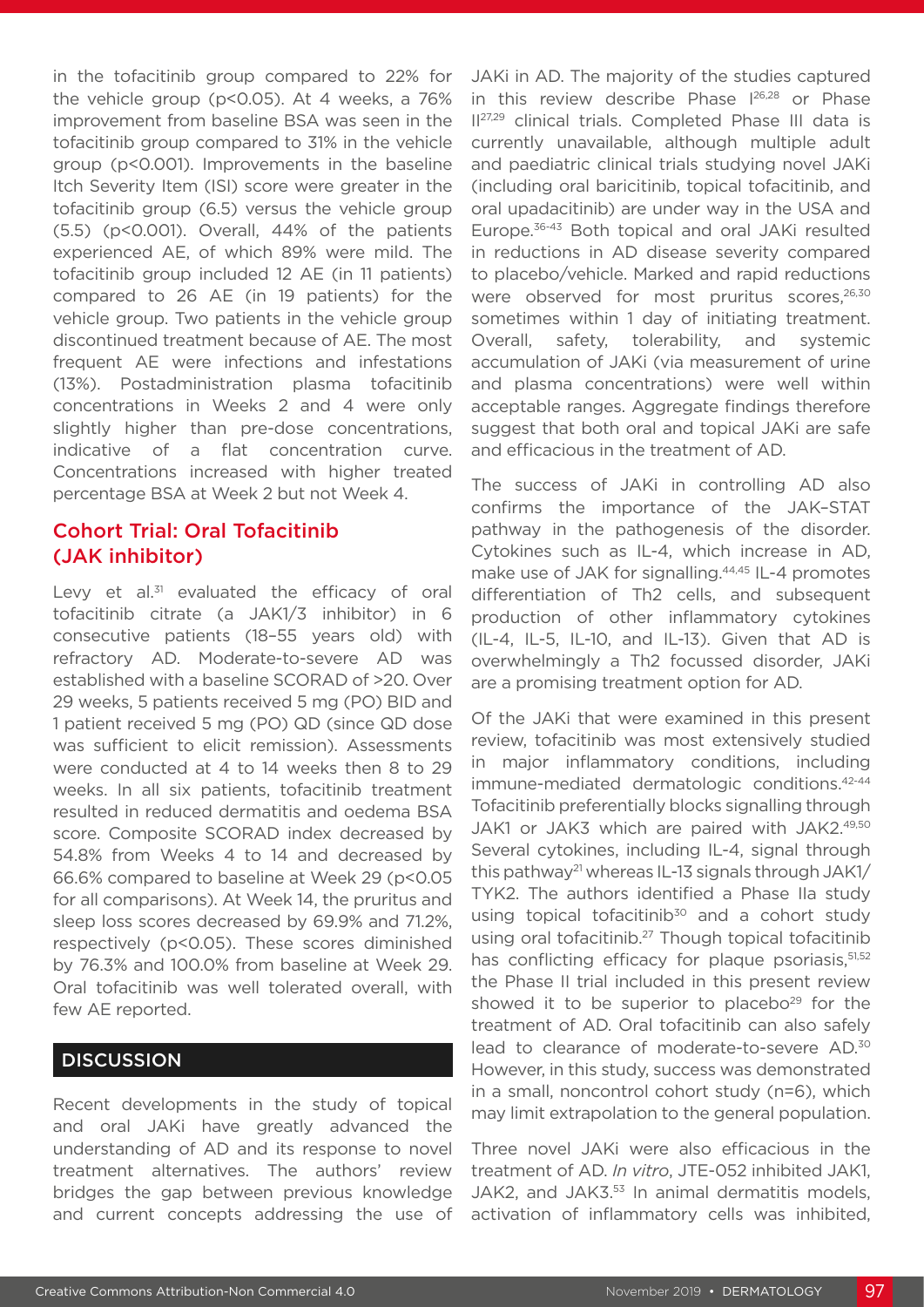in the tofacitinib group compared to 22% for the vehicle group ($p<0.05$). At 4 weeks, a 76% improvement from baseline BSA was seen in the tofacitinib group compared to 31% in the vehicle group ($p<0.001$). Improvements in the baseline Itch Severity Item (ISI) score were greater in the tofacitinib group (6.5) versus the vehicle group (5.5) ($p<0.001$). Overall, 44% of the patients experienced AE, of which 89% were mild. The tofacitinib group included 12 AE (in 11 patients) compared to 26 AE (in 19 patients) for the vehicle group. Two patients in the vehicle group discontinued treatment because of AE. The most frequent AE were infections and infestations (13%). Postadministration plasma tofacitinib concentrations in Weeks 2 and 4 were only slightly higher than pre-dose concentrations, indicative of a flat concentration curve. Concentrations increased with higher treated percentage BSA at Week 2 but not Week 4.

### Cohort Trial: Oral Tofacitinib (JAK inhibitor)

Levy et al.[31] evaluated the efficacy of oral tofacitinib citrate (a JAK1/3 inhibitor) in 6 consecutive patients (18–55 years old) with refractory AD. Moderate-to-severe AD was established with a baseline SCORAD of >20. Over 29 weeks, 5 patients received 5 mg (PO) BID and 1 patient received 5 mg (PO) QD (since QD dose was sufficient to elicit remission). Assessments were conducted at 4 to 14 weeks then 8 to 29 weeks. In all six patients, tofacitinib treatment resulted in reduced dermatitis and oedema BSA score. Composite SCORAD index decreased by 54.8% from Weeks 4 to 14 and decreased by 66.6% compared to baseline at Week 29 ($p<0.05$ for all comparisons). At Week 14, the pruritus and sleep loss scores decreased by 69.9% and 71.2%, respectively ($p<0.05$). These scores diminished by 76.3% and 100.0% from baseline at Week 29. Oral tofacitinib was well tolerated overall, with few AE reported.

## DISCUSSION

Recent developments in the study of topical and oral JAKi have greatly advanced the understanding of AD and its response to novel treatment alternatives. The authors' review bridges the gap between previous knowledge and current concepts addressing the use of JAKi in AD. The majority of the studies captured in this review describe Phase I[26,28] or Phase II[27,29] clinical trials. Completed Phase III data is currently unavailable, although multiple adult and paediatric clinical trials studying novel JAKi (including oral baricitinib, topical tofacitinib, and oral upadacitinib) are under way in the USA and Europe.[36-43] Both topical and oral JAKi resulted in reductions in AD disease severity compared to placebo/vehicle. Marked and rapid reductions were observed for most pruritus scores,[26,30] sometimes within 1 day of initiating treatment. Overall, safety, tolerability, and systemic accumulation of JAKi (via measurement of urine and plasma concentrations) were well within acceptable ranges. Aggregate findings therefore suggest that both oral and topical JAKi are safe and efficacious in the treatment of AD.

The success of JAKi in controlling AD also confirms the importance of the JAK–STAT pathway in the pathogenesis of the disorder. Cytokines such as IL-4, which increase in AD, make use of JAK for signalling.[44,45] IL-4 promotes differentiation of Th2 cells, and subsequent production of other inflammatory cytokines (IL-4, IL-5, IL-10, and IL-13). Given that AD is overwhelmingly a Th2 focussed disorder, JAKi are a promising treatment option for AD.

Of the JAKi that were examined in this present review, tofacitinib was most extensively studied in major inflammatory conditions, including immune-mediated dermatologic conditions.[42-44] Tofacitinib preferentially blocks signalling through JAK1 or JAK3 which are paired with JAK2.[49,50] Several cytokines, including IL-4, signal through this pathway[21] whereas IL-13 signals through JAK1/TYK2. The authors identified a Phase IIa study using topical tofacitinib[30] and a cohort study using oral tofacitinib.[27] Though topical tofacitinib has conflicting efficacy for plaque psoriasis,[51,52] the Phase II trial included in this present review showed it to be superior to placebo[29] for the treatment of AD. Oral tofacitinib can also safely lead to clearance of moderate-to-severe AD.[30] However, in this study, success was demonstrated in a small, noncontrol cohort study (n=6), which may limit extrapolation to the general population.

Three novel JAKi were also efficacious in the treatment of AD. *In vitro*, JTE-052 inhibited JAK1, JAK2, and JAK3.[53] In animal dermatitis models, activation of inflammatory cells was inhibited,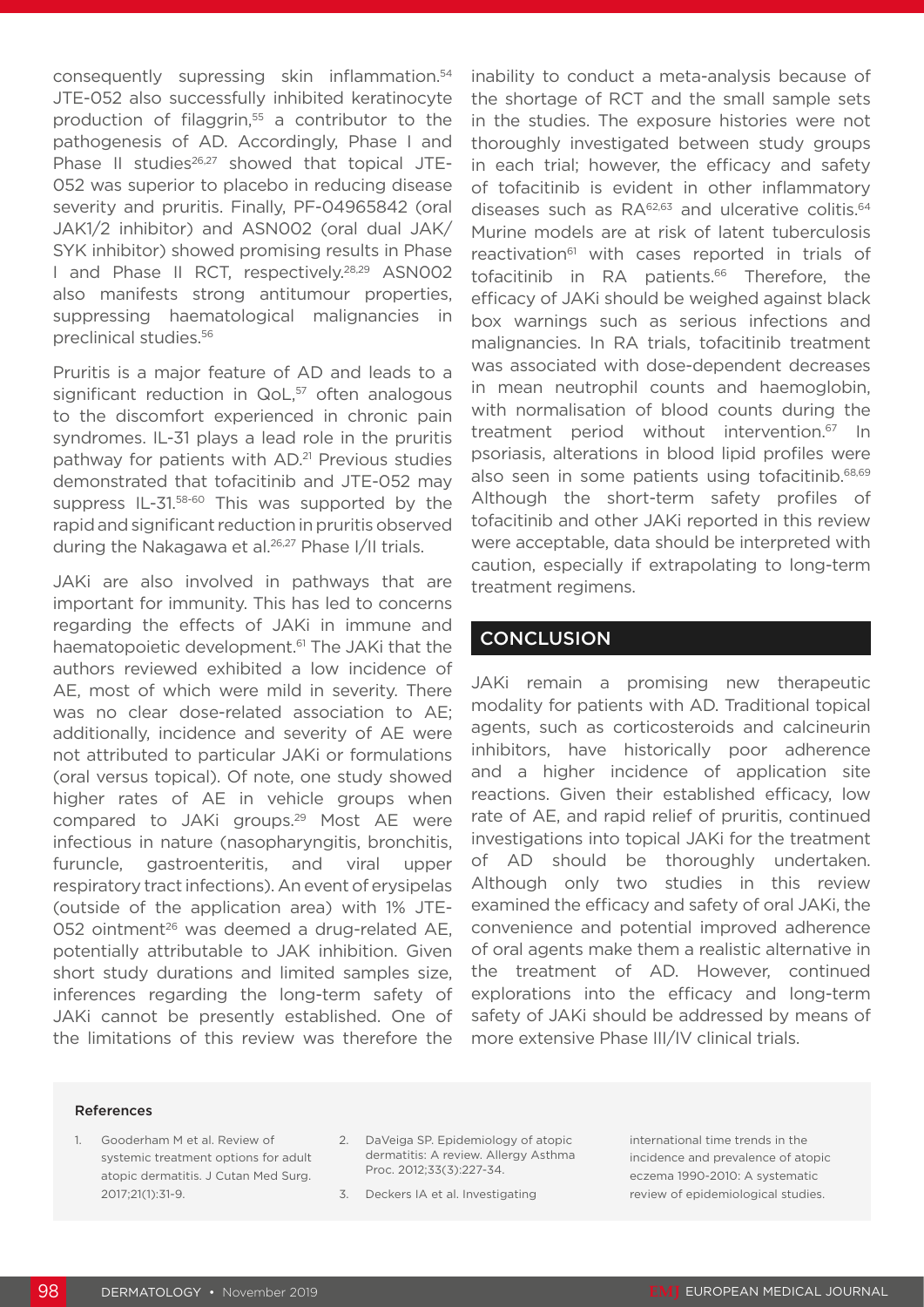consequently supressing skin inflammation.[54] JTE-052 also successfully inhibited keratinocyte production of filaggrin,[55] a contributor to the pathogenesis of AD. Accordingly, Phase I and Phase II studies[26,27] showed that topical JTE-052 was superior to placebo in reducing disease severity and pruritis. Finally, PF-04965842 (oral JAK1/2 inhibitor) and ASN002 (oral dual JAK/SYK inhibitor) showed promising results in Phase I and Phase II RCT, respectively.[28,29] ASN002 also manifests strong antitumour properties, suppressing haematological malignancies in preclinical studies.[56]

Pruritis is a major feature of AD and leads to a significant reduction in QoL,[57] often analogous to the discomfort experienced in chronic pain syndromes. IL-31 plays a lead role in the pruritis pathway for patients with AD.[21] Previous studies demonstrated that tofacitinib and JTE-052 may suppress IL-31.[58-60] This was supported by the rapid and significant reduction in pruritis observed during the Nakagawa et al.[26,27] Phase I/II trials.

JAKi are also involved in pathways that are important for immunity. This has led to concerns regarding the effects of JAKi in immune and haematopoietic development.[61] The JAKi that the authors reviewed exhibited a low incidence of AE, most of which were mild in severity. There was no clear dose-related association to AE; additionally, incidence and severity of AE were not attributed to particular JAKi or formulations (oral versus topical). Of note, one study showed higher rates of AE in vehicle groups when compared to JAKi groups.[29] Most AE were infectious in nature (nasopharyngitis, bronchitis, furuncle, gastroenteritis, and viral upper respiratory tract infections). An event of erysipelas (outside of the application area) with 1% JTE-052 ointment[26] was deemed a drug-related AE, potentially attributable to JAK inhibition. Given short study durations and limited samples size, inferences regarding the long-term safety of JAKi cannot be presently established. One of the limitations of this review was therefore the inability to conduct a meta-analysis because of the shortage of RCT and the small sample sets in the studies. The exposure histories were not thoroughly investigated between study groups in each trial; however, the efficacy and safety of tofacitinib is evident in other inflammatory diseases such as RA[62,63] and ulcerative colitis.[64] Murine models are at risk of latent tuberculosis reactivation[61] with cases reported in trials of tofacitinib in RA patients.[66] Therefore, the efficacy of JAKi should be weighed against black box warnings such as serious infections and malignancies. In RA trials, tofacitinib treatment was associated with dose-dependent decreases in mean neutrophil counts and haemoglobin, with normalisation of blood counts during the treatment period without intervention.[67] In psoriasis, alterations in blood lipid profiles were also seen in some patients using tofacitinib.[68,69] Although the short-term safety profiles of tofacitinib and other JAKi reported in this review were acceptable, data should be interpreted with caution, especially if extrapolating to long-term treatment regimens.

## CONCLUSION

JAKi remain a promising new therapeutic modality for patients with AD. Traditional topical agents, such as corticosteroids and calcineurin inhibitors, have historically poor adherence and a higher incidence of application site reactions. Given their established efficacy, low rate of AE, and rapid relief of pruritis, continued investigations into topical JAKi for the treatment of AD should be thoroughly undertaken. Although only two studies in this review examined the efficacy and safety of oral JAKi, the convenience and potential improved adherence of oral agents make them a realistic alternative in the treatment of AD. However, continued explorations into the efficacy and long-term safety of JAKi should be addressed by means of more extensive Phase III/IV clinical trials.

### References

1. Gooderham M et al. Review of systemic treatment options for adult atopic dermatitis. J Cutan Med Surg. 2017;21(1):31-9.
2. DaVeiga SP. Epidemiology of atopic dermatitis: A review. Allergy Asthma Proc. 2012;33(3):227-34.
3. Deckers IA et al. Investigating international time trends in the incidence and prevalence of atopic eczema 1990-2010: A systematic review of epidemiological studies.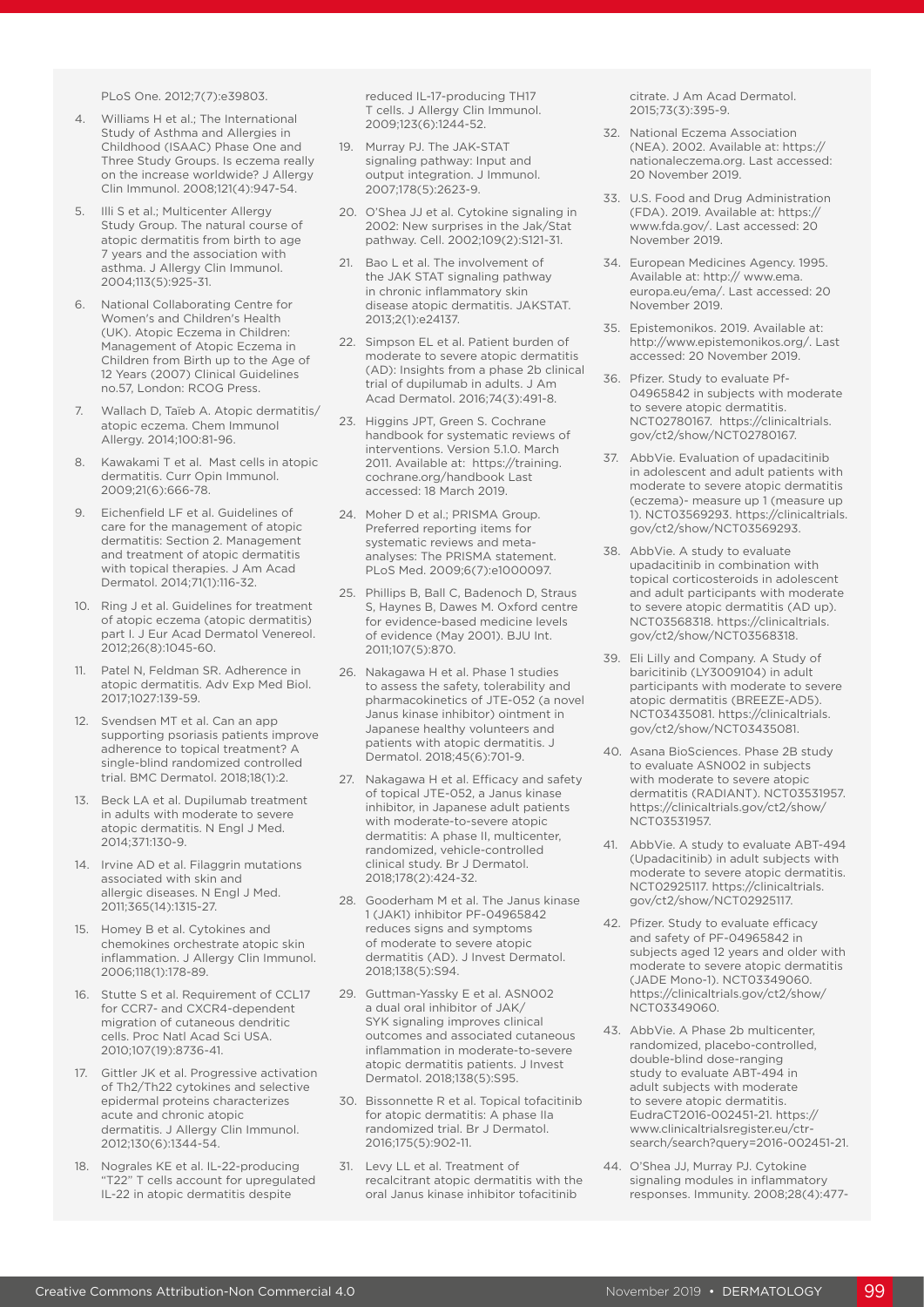PLoS One. 2012;7(7):e39803.

4. Williams H et al.; The International Study of Asthma and Allergies in Childhood (ISAAC) Phase One and Three Study Groups. Is eczema really on the increase worldwide? J Allergy Clin Immunol. 2008;121(4):947-54.
5. Illi S et al.; Multicenter Allergy Study Group. The natural course of atopic dermatitis from birth to age 7 years and the association with asthma. J Allergy Clin Immunol. 2004;113(5):925-31.
6. National Collaborating Centre for Women's and Children's Health (UK). Atopic Eczema in Children: Management of Atopic Eczema in Children from Birth up to the Age of 12 Years (2007) Clinical Guidelines no.57, London: RCOG Press.
7. Wallach D, Taïeb A. Atopic dermatitis/atopic eczema. Chem Immunol Allergy. 2014;100:81-96.
8. Kawakami T et al. Mast cells in atopic dermatitis. Curr Opin Immunol. 2009;21(6):666-78.
9. Eichenfield LF et al. Guidelines of care for the management of atopic dermatitis: Section 2. Management and treatment of atopic dermatitis with topical therapies. J Am Acad Dermatol. 2014;71(1):116-32.
10. Ring J et al. Guidelines for treatment of atopic eczema (atopic dermatitis) part I. J Eur Acad Dermatol Venereol. 2012;26(8):1045-60.
11. Patel N, Feldman SR. Adherence in atopic dermatitis. Adv Exp Med Biol. 2017;1027:139-59.
12. Svendsen MT et al. Can an app supporting psoriasis patients improve adherence to topical treatment? A single-blind randomized controlled trial. BMC Dermatol. 2018;18(1):2.
13. Beck LA et al. Dupilumab treatment in adults with moderate to severe atopic dermatitis. N Engl J Med. 2014;371:130-9.
14. Irvine AD et al. Filaggrin mutations associated with skin and allergic diseases. N Engl J Med. 2011;365(14):1315-27.
15. Homey B et al. Cytokines and chemokines orchestrate atopic skin inflammation. J Allergy Clin Immunol. 2006;118(1):178-89.
16. Stutte S et al. Requirement of CCL17 for CCR7- and CXCR4-dependent migration of cutaneous dendritic cells. Proc Natl Acad Sci USA. 2010;107(19):8736-41.
17. Gittler JK et al. Progressive activation of Th2/Th22 cytokines and selective epidermal proteins characterizes acute and chronic atopic dermatitis. J Allergy Clin Immunol. 2012;130(6):1344-54.
18. Nograles KE et al. IL-22-producing "T22" T cells account for upregulated IL-22 in atopic dermatitis despite reduced IL-17-producing TH17 T cells. J Allergy Clin Immunol. 2009;123(6):1244-52.
19. Murray PJ. The JAK-STAT signaling pathway: Input and output integration. J Immunol. 2007;178(5):2623-9.
20. O'Shea JJ et al. Cytokine signaling in 2002: New surprises in the Jak/Stat pathway. Cell. 2002;109(2):S121-31.
21. Bao L et al. The involvement of the JAK STAT signaling pathway in chronic inflammatory skin disease atopic dermatitis. JAKSTAT. 2013;2(1):e24137.
22. Simpson EL et al. Patient burden of moderate to severe atopic dermatitis (AD): Insights from a phase 2b clinical trial of dupilumab in adults. J Am Acad Dermatol. 2016;74(3):491-8.
23. Higgins JPT, Green S. Cochrane handbook for systematic reviews of interventions. Version 5.1.0. March 2011. Available at: https://training.cochrane.org/handbook Last accessed: 18 March 2019.
24. Moher D et al.; PRISMA Group. Preferred reporting items for systematic reviews and meta-analyses: The PRISMA statement. PLoS Med. 2009;6(7):e1000097.
25. Phillips B, Ball C, Badenoch D, Straus S, Haynes B, Dawes M. Oxford centre for evidence-based medicine levels of evidence (May 2001). BJU Int. 2011;107(5):870.
26. Nakagawa H et al. Phase 1 studies to assess the safety, tolerability and pharmacokinetics of JTE-052 (a novel Janus kinase inhibitor) ointment in Japanese healthy volunteers and patients with atopic dermatitis. J Dermatol. 2018;45(6):701-9.
27. Nakagawa H et al. Efficacy and safety of topical JTE-052, a Janus kinase inhibitor, in Japanese adult patients with moderate-to-severe atopic dermatitis: A phase II, multicenter, randomized, vehicle-controlled clinical study. Br J Dermatol. 2018;178(2):424-32.
28. Gooderham M et al. The Janus kinase 1 (JAK1) inhibitor PF-04965842 reduces signs and symptoms of moderate to severe atopic dermatitis (AD). J Invest Dermatol. 2018;138(5):S94.
29. Guttman-Yassky E et al. ASN002 a dual oral inhibitor of JAK/SYK signaling improves clinical outcomes and associated cutaneous inflammation in moderate-to-severe atopic dermatitis patients. J Invest Dermatol. 2018;138(5):S95.
30. Bissonnette R et al. Topical tofacitinib for atopic dermatitis: A phase IIa randomized trial. Br J Dermatol. 2016;175(5):902-11.
31. Levy LL et al. Treatment of recalcitrant atopic dermatitis with the oral Janus kinase inhibitor tofacitinib citrate. J Am Acad Dermatol. 2015;73(3):395-9.
32. National Eczema Association (NEA). 2002. Available at: https://nationaleczema.org. Last accessed: 20 November 2019.
33. U.S. Food and Drug Administration (FDA). 2019. Available at: https://www.fda.gov/. Last accessed: 20 November 2019.
34. European Medicines Agency. 1995. Available at: http:// www.ema.europa.eu/ema/. Last accessed: 20 November 2019.
35. Epistemonikos. 2019. Available at: http://www.epistemonikos.org/. Last accessed: 20 November 2019.
36. Pfizer. Study to evaluate Pf-04965842 in subjects with moderate to severe atopic dermatitis. NCT02780167. https://clinicaltrials.gov/ct2/show/NCT02780167.
37. AbbVie. Evaluation of upadacitinib in adolescent and adult patients with moderate to severe atopic dermatitis (eczema)- measure up 1 (measure up 1). NCT03569293. https://clinicaltrials.gov/ct2/show/NCT03569293.
38. AbbVie. A study to evaluate upadacitinib in combination with topical corticosteroids in adolescent and adult participants with moderate to severe atopic dermatitis (AD up). NCT03568318. https://clinicaltrials.gov/ct2/show/NCT03568318.
39. Eli Lilly and Company. A Study of baricitinib (LY3009104) in adult participants with moderate to severe atopic dermatitis (BREEZE-AD5). NCT03435081. https://clinicaltrials.gov/ct2/show/NCT03435081.
40. Asana BioSciences. Phase 2B study to evaluate ASN002 in subjects with moderate to severe atopic dermatitis (RADIANT). NCT03531957. https://clinicaltrials.gov/ct2/show/NCT03531957.
41. AbbVie. A study to evaluate ABT-494 (Upadacitinib) in adult subjects with moderate to severe atopic dermatitis. NCT02925117. https://clinicaltrials.gov/ct2/show/NCT02925117.
42. Pfizer. Study to evaluate efficacy and safety of PF-04965842 in subjects aged 12 years and older with moderate to severe atopic dermatitis (JADE Mono-1). NCT03349060. https://clinicaltrials.gov/ct2/show/NCT03349060.
43. AbbVie. A Phase 2b multicenter, randomized, placebo-controlled, double-blind dose-ranging study to evaluate ABT-494 in adult subjects with moderate to severe atopic dermatitis. EudraCT2016-002451-21. https://www.clinicaltrialsregister.eu/ctr-search/search?query=2016-002451-21.
44. O'Shea JJ, Murray PJ. Cytokine signaling modules in inflammatory responses. Immunity. 2008;28(4):477-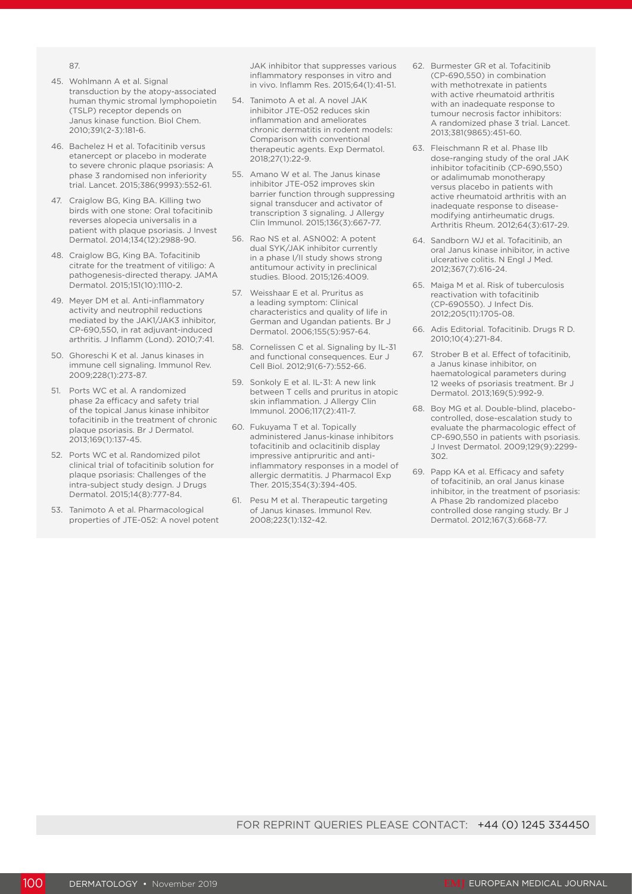87.

45. Wohlmann A et al. Signal transduction by the atopy-associated human thymic stromal lymphopoietin (TSLP) receptor depends on Janus kinase function. Biol Chem. 2010;391(2-3):181-6.

46. Bachelez H et al. Tofacitinib versus etanercept or placebo in moderate to severe chronic plaque psoriasis: A phase 3 randomised non inferiority trial. Lancet. 2015;386(9993):552-61.

47. Craiglow BG, King BA. Killing two birds with one stone: Oral tofacitinib reverses alopecia universalis in a patient with plaque psoriasis. J Invest Dermatol. 2014;134(12):2988-90.

48. Craiglow BG, King BA. Tofacitinib citrate for the treatment of vitiligo: A pathogenesis-directed therapy. JAMA Dermatol. 2015;151(10):1110-2.

49. Meyer DM et al. Anti-inflammatory activity and neutrophil reductions mediated by the JAK1/JAK3 inhibitor, CP-690,550, in rat adjuvant-induced arthritis. J Inflamm (Lond). 2010;7:41.

50. Ghoreschi K et al. Janus kinases in immune cell signaling. Immunol Rev. 2009;228(1):273-87.

51. Ports WC et al. A randomized phase 2a efficacy and safety trial of the topical Janus kinase inhibitor tofacitinib in the treatment of chronic plaque psoriasis. Br J Dermatol. 2013;169(1):137-45.

52. Ports WC et al. Randomized pilot clinical trial of tofacitinib solution for plaque psoriasis: Challenges of the intra-subject study design. J Drugs Dermatol. 2015;14(8):777-84.

53. Tanimoto A et al. Pharmacological properties of JTE-052: A novel potent JAK inhibitor that suppresses various inflammatory responses in vitro and in vivo. Inflamm Res. 2015;64(1):41-51.

54. Tanimoto A et al. A novel JAK inhibitor JTE-052 reduces skin inflammation and ameliorates chronic dermatitis in rodent models: Comparison with conventional therapeutic agents. Exp Dermatol. 2018;27(1):22-9.

55. Amano W et al. The Janus kinase inhibitor JTE-052 improves skin barrier function through suppressing signal transducer and activator of transcription 3 signaling. J Allergy Clin Immunol. 2015;136(3):667-77.

56. Rao NS et al. ASN002: A potent dual SYK/JAK inhibitor currently in a phase I/II study shows strong antitumour activity in preclinical studies. Blood. 2015;126:4009.

57. Weisshaar E et al. Pruritus as a leading symptom: Clinical characteristics and quality of life in German and Ugandan patients. Br J Dermatol. 2006;155(5):957-64.

58. Cornelissen C et al. Signaling by IL-31 and functional consequences. Eur J Cell Biol. 2012;91(6-7):552-66.

59. Sonkoly E et al. IL-31: A new link between T cells and pruritus in atopic skin inflammation. J Allergy Clin Immunol. 2006;117(2):411-7.

60. Fukuyama T et al. Topically administered Janus-kinase inhibitors tofacitinib and oclacitinib display impressive antipruritic and anti-inflammatory responses in a model of allergic dermatitis. J Pharmacol Exp Ther. 2015;354(3):394-405.

61. Pesu M et al. Therapeutic targeting of Janus kinases. Immunol Rev. 2008;223(1):132-42.

62. Burmester GR et al. Tofacitinib (CP-690,550) in combination with methotrexate in patients with active rheumatoid arthritis with an inadequate response to tumour necrosis factor inhibitors: A randomized phase 3 trial. Lancet. 2013;381(9865):451-60.

63. Fleischmann R et al. Phase IIb dose-ranging study of the oral JAK inhibitor tofacitinib (CP-690,550) or adalimumab monotherapy versus placebo in patients with active rheumatoid arthritis with an inadequate response to disease-modifying antirheumatic drugs. Arthritis Rheum. 2012;64(3):617-29.

64. Sandborn WJ et al. Tofacitinib, an oral Janus kinase inhibitor, in active ulcerative colitis. N Engl J Med. 2012;367(7):616-24.

65. Maiga M et al. Risk of tuberculosis reactivation with tofacitinib (CP-690550). J Infect Dis. 2012;205(11):1705-08.

66. Adis Editorial. Tofacitinib. Drugs R D. 2010;10(4):271-84.

67. Strober B et al. Effect of tofacitinib, a Janus kinase inhibitor, on haematological parameters during 12 weeks of psoriasis treatment. Br J Dermatol. 2013;169(5):992-9.

68. Boy MG et al. Double-blind, placebo-controlled, dose-escalation study to evaluate the pharmacologic effect of CP-690,550 in patients with psoriasis. J Invest Dermatol. 2009;129(9):2299-302.

69. Papp KA et al. Efficacy and safety of tofacitinib, an oral Janus kinase inhibitor, in the treatment of psoriasis: A Phase 2b randomized placebo controlled dose ranging study. Br J Dermatol. 2012;167(3):668-77.

FOR REPRINT QUERIES PLEASE CONTACT: +44 (0) 1245 334450